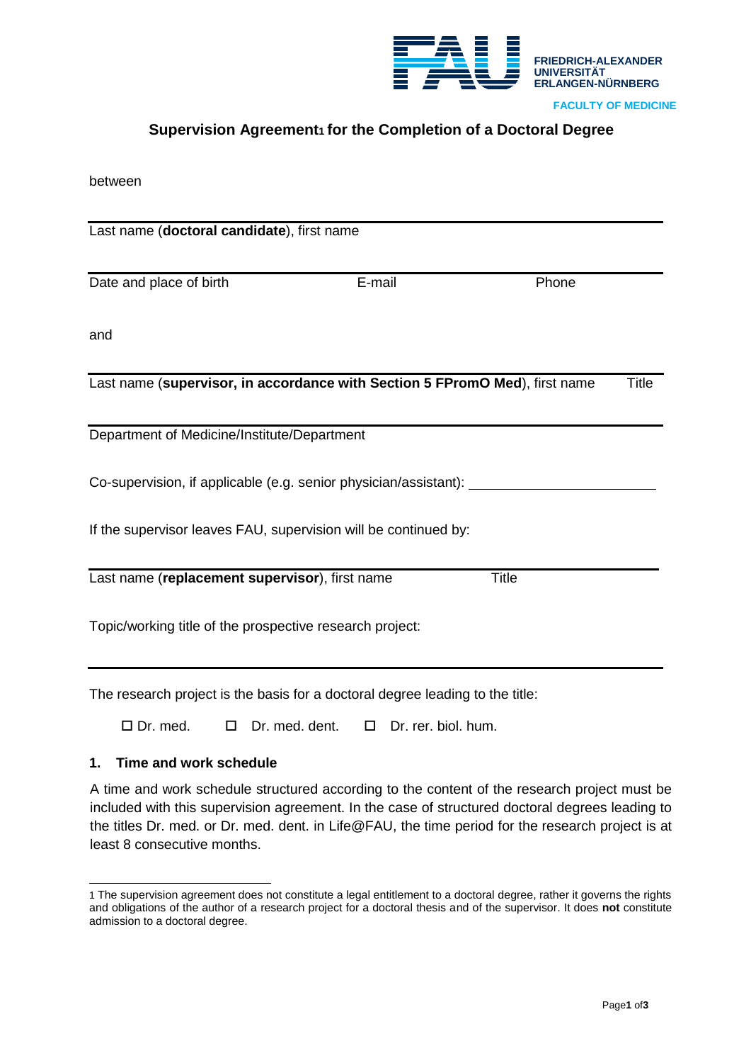FRIEDRICH-ALEXANDER UNIVERSITÄT ERLANGEN-NÜRNBERG

FACULTY OF MEDICINE

## Supervision Agreement[1] for the Completion of a Doctoral Degree

between

______________________________________________

Last name (**doctoral candidate**), first name

______________________________________________

Date and place of birth | E-mail | Phone

and

______________________________________________

Last name (**supervisor, in accordance with Section 5 FPromO Med**), first name | Title

______________________________________________

Department of Medicine/Institute/Department

Co-supervision, if applicable (e.g. senior physician/assistant): ________________________

If the supervisor leaves FAU, supervision will be continued by:

______________________________________________

Last name (**replacement supervisor**), first name | Title

Topic/working title of the prospective research project:

______________________________________________

The research project is the basis for a doctoral degree leading to the title:

☐ Dr. med. ☐ Dr. med. dent. ☐ Dr. rer. biol. hum.

### 1. Time and work schedule

A time and work schedule structured according to the content of the research project must be included with this supervision agreement. In the case of structured doctoral degrees leading to the titles Dr. med. or Dr. med. dent. in Life@FAU, the time period for the research project is at least 8 consecutive months.

---

[1] The supervision agreement does not constitute a legal entitlement to a doctoral degree, rather it governs the rights and obligations of the author of a research project for a doctoral thesis and of the supervisor. It does **not** constitute admission to a doctoral degree.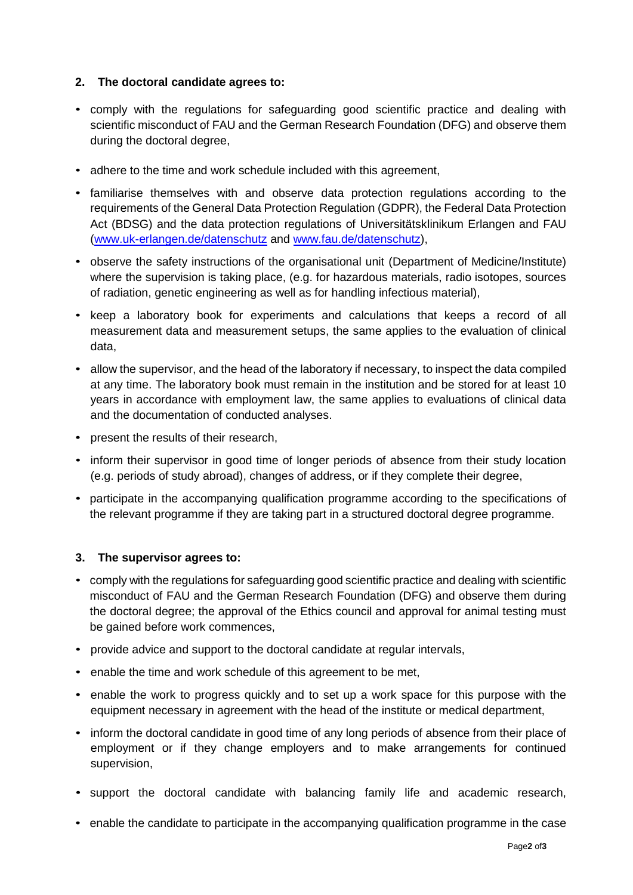## 2. The doctoral candidate agrees to:

- comply with the regulations for safeguarding good scientific practice and dealing with scientific misconduct of FAU and the German Research Foundation (DFG) and observe them during the doctoral degree,
- adhere to the time and work schedule included with this agreement,
- familiarise themselves with and observe data protection regulations according to the requirements of the General Data Protection Regulation (GDPR), the Federal Data Protection Act (BDSG) and the data protection regulations of Universitätsklinikum Erlangen and FAU (www.uk-erlangen.de/datenschutz and www.fau.de/datenschutz),
- observe the safety instructions of the organisational unit (Department of Medicine/Institute) where the supervision is taking place, (e.g. for hazardous materials, radio isotopes, sources of radiation, genetic engineering as well as for handling infectious material),
- keep a laboratory book for experiments and calculations that keeps a record of all measurement data and measurement setups, the same applies to the evaluation of clinical data,
- allow the supervisor, and the head of the laboratory if necessary, to inspect the data compiled at any time. The laboratory book must remain in the institution and be stored for at least 10 years in accordance with employment law, the same applies to evaluations of clinical data and the documentation of conducted analyses.
- present the results of their research,
- inform their supervisor in good time of longer periods of absence from their study location (e.g. periods of study abroad), changes of address, or if they complete their degree,
- participate in the accompanying qualification programme according to the specifications of the relevant programme if they are taking part in a structured doctoral degree programme.

## 3. The supervisor agrees to:

- comply with the regulations for safeguarding good scientific practice and dealing with scientific misconduct of FAU and the German Research Foundation (DFG) and observe them during the doctoral degree; the approval of the Ethics council and approval for animal testing must be gained before work commences,
- provide advice and support to the doctoral candidate at regular intervals,
- enable the time and work schedule of this agreement to be met,
- enable the work to progress quickly and to set up a work space for this purpose with the equipment necessary in agreement with the head of the institute or medical department,
- inform the doctoral candidate in good time of any long periods of absence from their place of employment or if they change employers and to make arrangements for continued supervision,
- support the doctoral candidate with balancing family life and academic research,
- enable the candidate to participate in the accompanying qualification programme in the case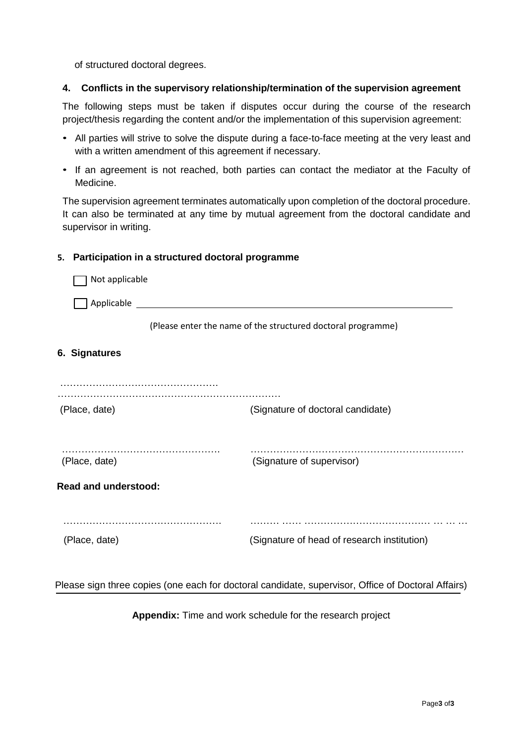of structured doctoral degrees.

### 4. Conflicts in the supervisory relationship/termination of the supervision agreement

The following steps must be taken if disputes occur during the course of the research project/thesis regarding the content and/or the implementation of this supervision agreement:

- All parties will strive to solve the dispute during a face-to-face meeting at the very least and with a written amendment of this agreement if necessary.
- If an agreement is not reached, both parties can contact the mediator at the Faculty of Medicine.

The supervision agreement terminates automatically upon completion of the doctoral procedure. It can also be terminated at any time by mutual agreement from the doctoral candidate and supervisor in writing.

### 5. Participation in a structured doctoral programme

☐ Not applicable

☐ Applicable ____________________________________________

(Please enter the name of the structured doctoral programme)

### 6. Signatures

…………………………………………

……………………………………………………………

(Place, date) (Signature of doctoral candidate)

………………………………………… ………………………………………………………

(Place, date) (Signature of supervisor)

**Read and understood:**

………………………………………… ……… …… ………………………………… … … …

(Place, date) (Signature of head of research institution)

Please sign three copies (one each for doctoral candidate, supervisor, Office of Doctoral Affairs)

**Appendix:** Time and work schedule for the research project